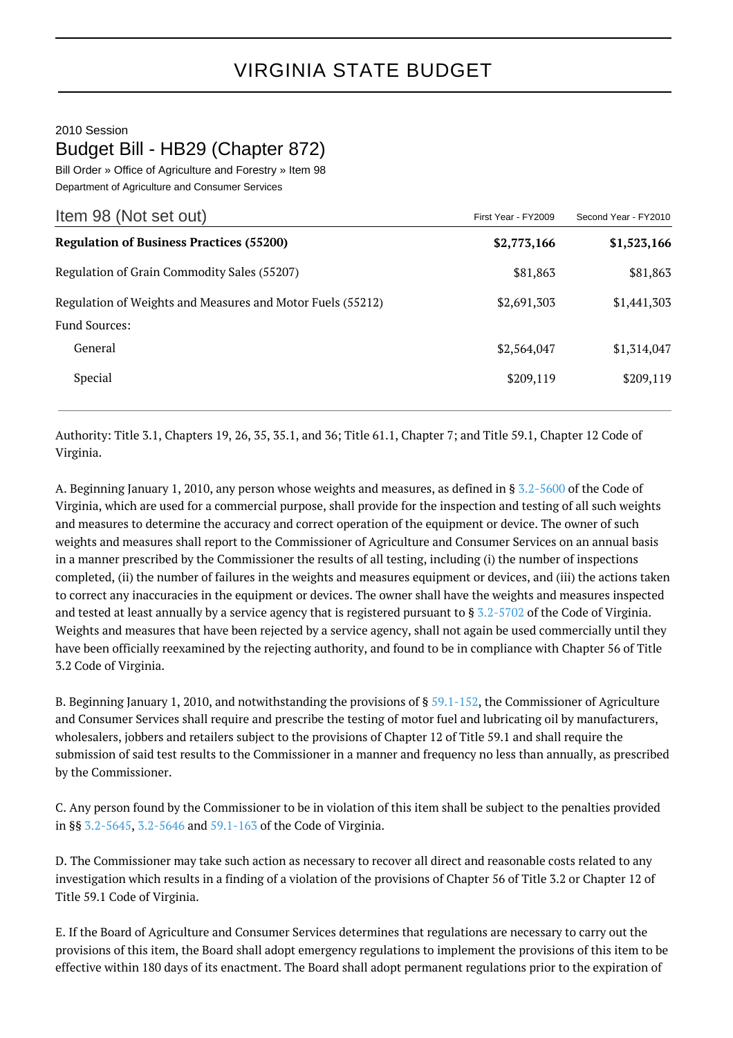# VIRGINIA STATE BUDGET

2010 Session

## Budget Bill - HB29 (Chapter 872)

Bill Order » Office of Agriculture and Forestry » Item 98

Department of Agriculture and Consumer Services

| Item 98 (Not set out) | First Year - FY2009 | Second Year - FY2010 |
|---|---|---|
| **Regulation of Business Practices (55200)** | **$2,773,166** | **$1,523,166** |
| Regulation of Grain Commodity Sales (55207) | $81,863 | $81,863 |
| Regulation of Weights and Measures and Motor Fuels (55212) | $2,691,303 | $1,441,303 |
| Fund Sources: | | |
| General | $2,564,047 | $1,314,047 |
| Special | $209,119 | $209,119 |

Authority: Title 3.1, Chapters 19, 26, 35, 35.1, and 36; Title 61.1, Chapter 7; and Title 59.1, Chapter 12 Code of Virginia.

A. Beginning January 1, 2010, any person whose weights and measures, as defined in § 3.2-5600 of the Code of Virginia, which are used for a commercial purpose, shall provide for the inspection and testing of all such weights and measures to determine the accuracy and correct operation of the equipment or device. The owner of such weights and measures shall report to the Commissioner of Agriculture and Consumer Services on an annual basis in a manner prescribed by the Commissioner the results of all testing, including (i) the number of inspections completed, (ii) the number of failures in the weights and measures equipment or devices, and (iii) the actions taken to correct any inaccuracies in the equipment or devices. The owner shall have the weights and measures inspected and tested at least annually by a service agency that is registered pursuant to § 3.2-5702 of the Code of Virginia. Weights and measures that have been rejected by a service agency, shall not again be used commercially until they have been officially reexamined by the rejecting authority, and found to be in compliance with Chapter 56 of Title 3.2 Code of Virginia.

B. Beginning January 1, 2010, and notwithstanding the provisions of § 59.1-152, the Commissioner of Agriculture and Consumer Services shall require and prescribe the testing of motor fuel and lubricating oil by manufacturers, wholesalers, jobbers and retailers subject to the provisions of Chapter 12 of Title 59.1 and shall require the submission of said test results to the Commissioner in a manner and frequency no less than annually, as prescribed by the Commissioner.

C. Any person found by the Commissioner to be in violation of this item shall be subject to the penalties provided in §§ 3.2-5645, 3.2-5646 and 59.1-163 of the Code of Virginia.

D. The Commissioner may take such action as necessary to recover all direct and reasonable costs related to any investigation which results in a finding of a violation of the provisions of Chapter 56 of Title 3.2 or Chapter 12 of Title 59.1 Code of Virginia.

E. If the Board of Agriculture and Consumer Services determines that regulations are necessary to carry out the provisions of this item, the Board shall adopt emergency regulations to implement the provisions of this item to be effective within 180 days of its enactment. The Board shall adopt permanent regulations prior to the expiration of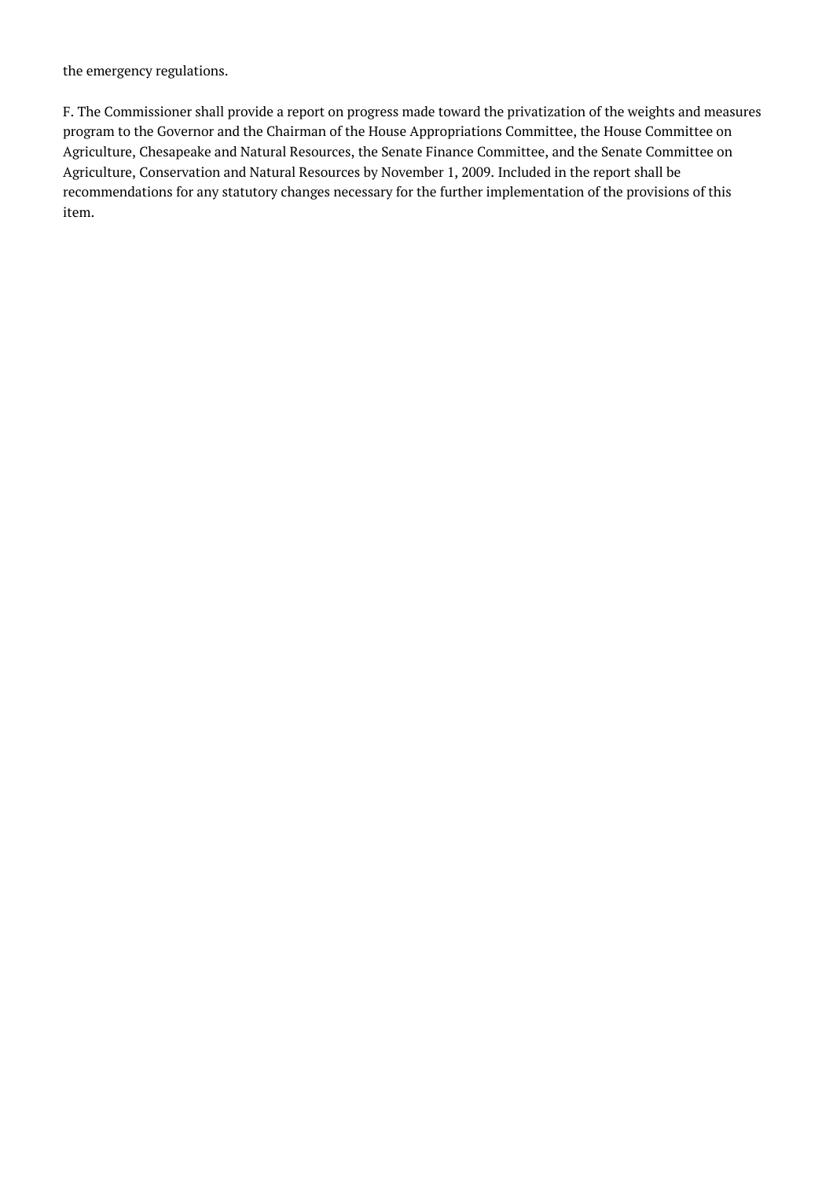the emergency regulations.

F. The Commissioner shall provide a report on progress made toward the privatization of the weights and measures program to the Governor and the Chairman of the House Appropriations Committee, the House Committee on Agriculture, Chesapeake and Natural Resources, the Senate Finance Committee, and the Senate Committee on Agriculture, Conservation and Natural Resources by November 1, 2009. Included in the report shall be recommendations for any statutory changes necessary for the further implementation of the provisions of this item.